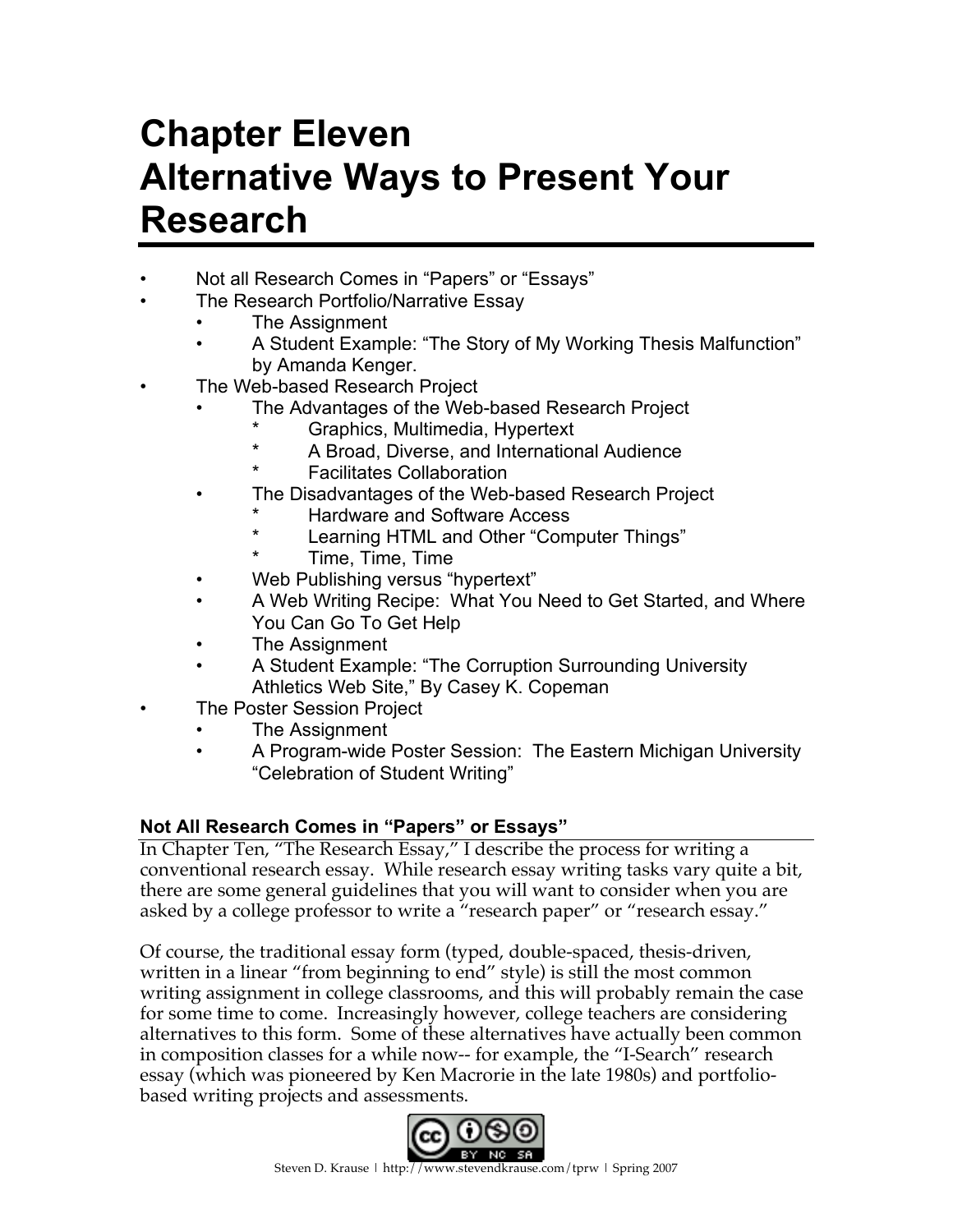# Chapter Eleven
# Alternative Ways to Present Your Research

- Not all Research Comes in "Papers" or "Essays"
- The Research Portfolio/Narrative Essay
  - The Assignment
  - A Student Example: "The Story of My Working Thesis Malfunction" by Amanda Kenger.
- The Web-based Research Project
  - The Advantages of the Web-based Research Project
    * Graphics, Multimedia, Hypertext
    * A Broad, Diverse, and International Audience
    * Facilitates Collaboration
  - The Disadvantages of the Web-based Research Project
    * Hardware and Software Access
    * Learning HTML and Other "Computer Things"
    * Time, Time, Time
  - Web Publishing versus "hypertext"
  - A Web Writing Recipe: What You Need to Get Started, and Where You Can Go To Get Help
  - The Assignment
  - A Student Example: "The Corruption Surrounding University Athletics Web Site," By Casey K. Copeman
- The Poster Session Project
  - The Assignment
  - A Program-wide Poster Session: The Eastern Michigan University "Celebration of Student Writing"

### Not All Research Comes in "Papers" or Essays"

In Chapter Ten, "The Research Essay," I describe the process for writing a conventional research essay. While research essay writing tasks vary quite a bit, there are some general guidelines that you will want to consider when you are asked by a college professor to write a "research paper" or "research essay."

Of course, the traditional essay form (typed, double-spaced, thesis-driven, written in a linear "from beginning to end" style) is still the most common writing assignment in college classrooms, and this will probably remain the case for some time to come. Increasingly however, college teachers are considering alternatives to this form. Some of these alternatives have actually been common in composition classes for a while now-- for example, the "I-Search" research essay (which was pioneered by Ken Macrorie in the late 1980s) and portfolio-based writing projects and assessments.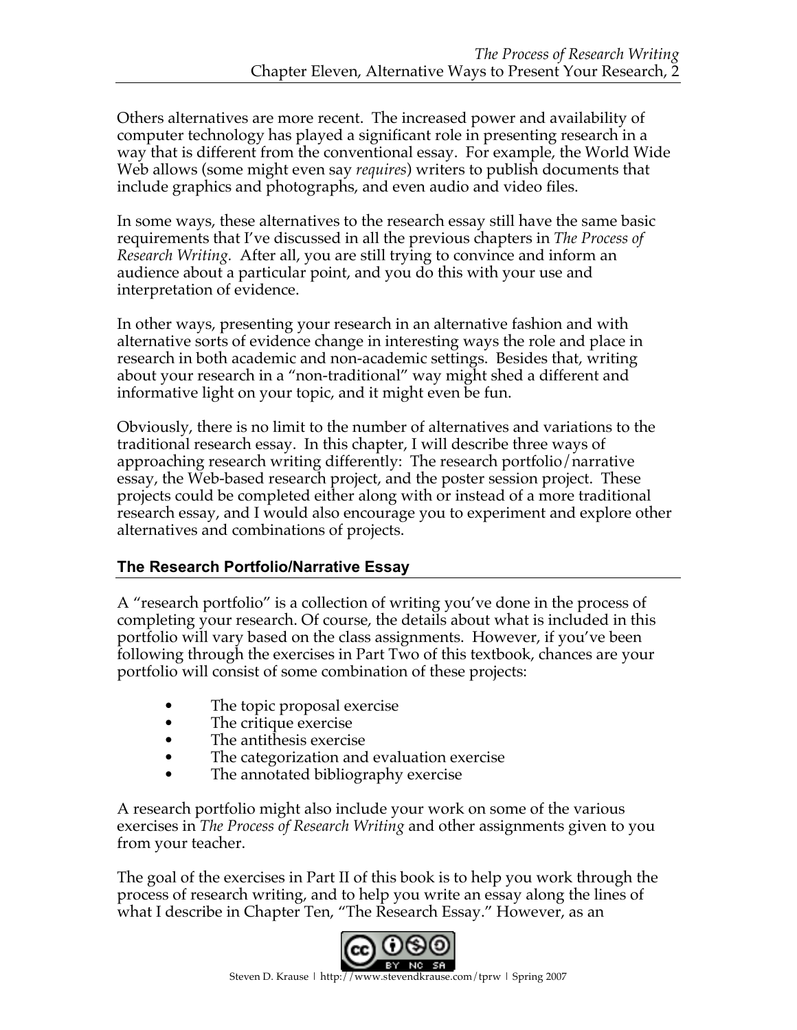Others alternatives are more recent. The increased power and availability of computer technology has played a significant role in presenting research in a way that is different from the conventional essay. For example, the World Wide Web allows (some might even say *requires*) writers to publish documents that include graphics and photographs, and even audio and video files.

In some ways, these alternatives to the research essay still have the same basic requirements that I've discussed in all the previous chapters in *The Process of Research Writing*. After all, you are still trying to convince and inform an audience about a particular point, and you do this with your use and interpretation of evidence.

In other ways, presenting your research in an alternative fashion and with alternative sorts of evidence change in interesting ways the role and place in research in both academic and non-academic settings. Besides that, writing about your research in a "non-traditional" way might shed a different and informative light on your topic, and it might even be fun.

Obviously, there is no limit to the number of alternatives and variations to the traditional research essay. In this chapter, I will describe three ways of approaching research writing differently: The research portfolio/narrative essay, the Web-based research project, and the poster session project. These projects could be completed either along with or instead of a more traditional research essay, and I would also encourage you to experiment and explore other alternatives and combinations of projects.

## The Research Portfolio/Narrative Essay

A "research portfolio" is a collection of writing you've done in the process of completing your research. Of course, the details about what is included in this portfolio will vary based on the class assignments. However, if you've been following through the exercises in Part Two of this textbook, chances are your portfolio will consist of some combination of these projects:

- The topic proposal exercise
- The critique exercise
- The antithesis exercise
- The categorization and evaluation exercise
- The annotated bibliography exercise

A research portfolio might also include your work on some of the various exercises in *The Process of Research Writing* and other assignments given to you from your teacher.

The goal of the exercises in Part II of this book is to help you work through the process of research writing, and to help you write an essay along the lines of what I describe in Chapter Ten, "The Research Essay." However, as an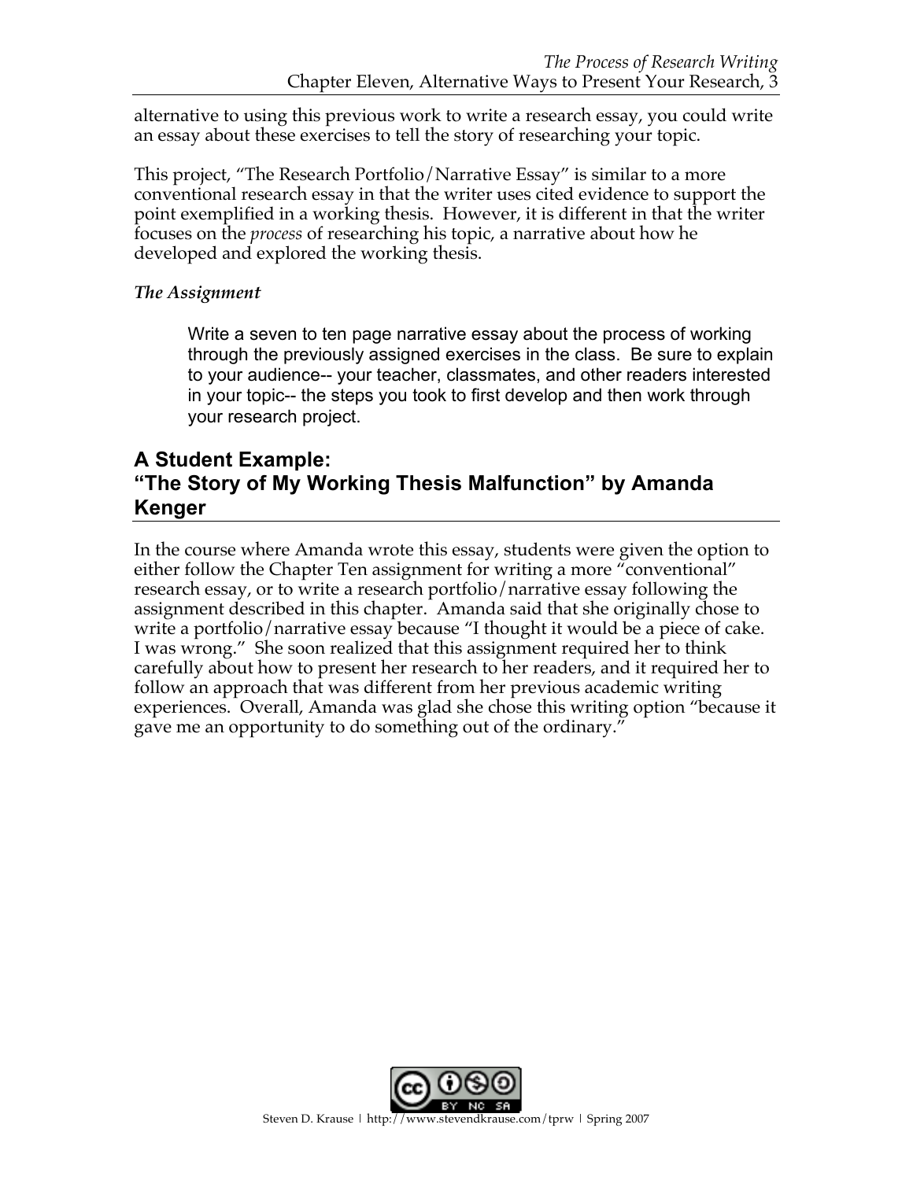alternative to using this previous work to write a research essay, you could write an essay about these exercises to tell the story of researching your topic.

This project, "The Research Portfolio/Narrative Essay" is similar to a more conventional research essay in that the writer uses cited evidence to support the point exemplified in a working thesis. However, it is different in that the writer focuses on the *process* of researching his topic, a narrative about how he developed and explored the working thesis.

*The Assignment*

> Write a seven to ten page narrative essay about the process of working through the previously assigned exercises in the class. Be sure to explain to your audience-- your teacher, classmates, and other readers interested in your topic-- the steps you took to first develop and then work through your research project.

## A Student Example: "The Story of My Working Thesis Malfunction" by Amanda Kenger

In the course where Amanda wrote this essay, students were given the option to either follow the Chapter Ten assignment for writing a more "conventional" research essay, or to write a research portfolio/narrative essay following the assignment described in this chapter. Amanda said that she originally chose to write a portfolio/narrative essay because "I thought it would be a piece of cake. I was wrong." She soon realized that this assignment required her to think carefully about how to present her research to her readers, and it required her to follow an approach that was different from her previous academic writing experiences. Overall, Amanda was glad she chose this writing option "because it gave me an opportunity to do something out of the ordinary."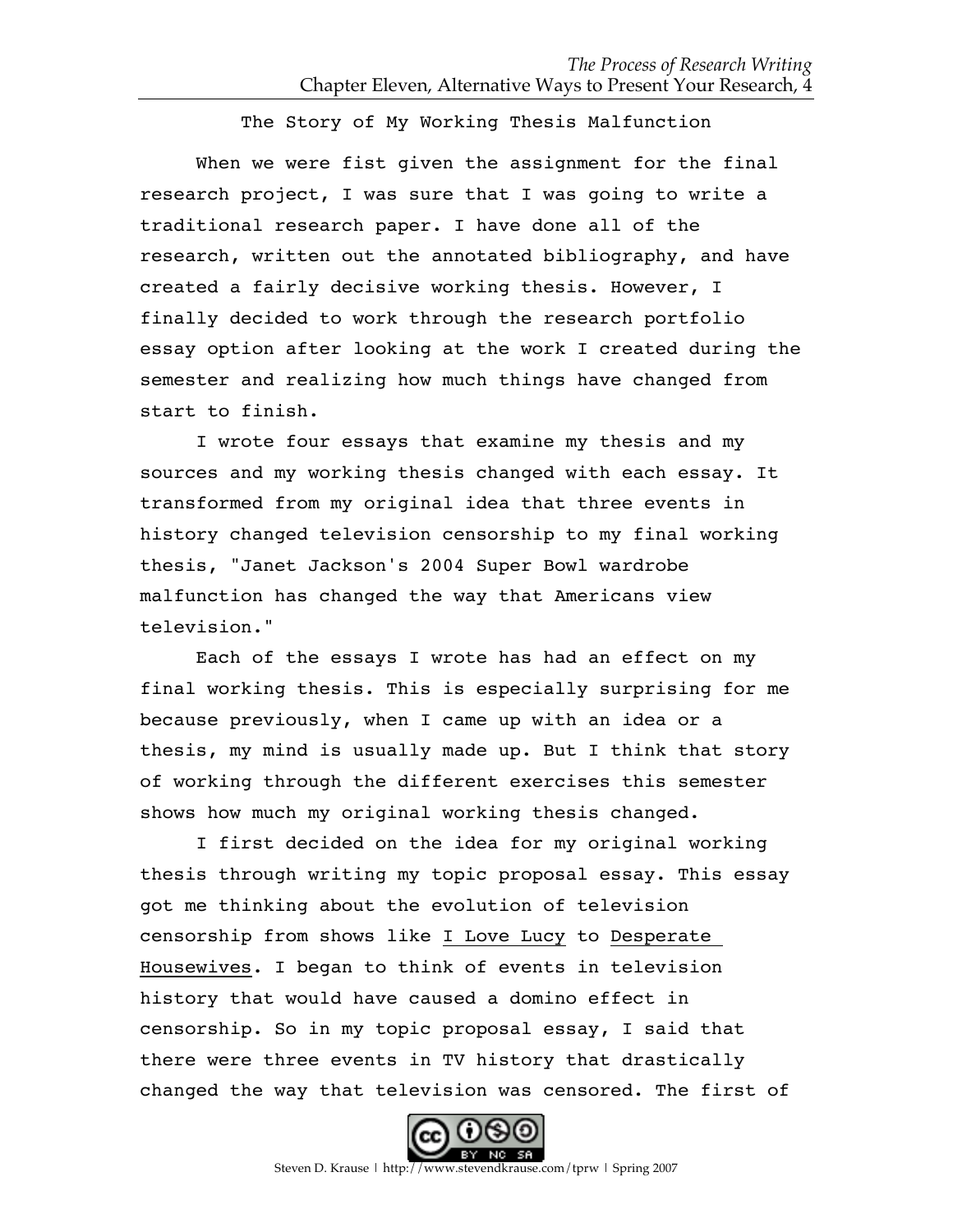The Story of My Working Thesis Malfunction

When we were fist given the assignment for the final research project, I was sure that I was going to write a traditional research paper. I have done all of the research, written out the annotated bibliography, and have created a fairly decisive working thesis. However, I finally decided to work through the research portfolio essay option after looking at the work I created during the semester and realizing how much things have changed from start to finish.

I wrote four essays that examine my thesis and my sources and my working thesis changed with each essay. It transformed from my original idea that three events in history changed television censorship to my final working thesis, "Janet Jackson's 2004 Super Bowl wardrobe malfunction has changed the way that Americans view television."

Each of the essays I wrote has had an effect on my final working thesis. This is especially surprising for me because previously, when I came up with an idea or a thesis, my mind is usually made up. But I think that story of working through the different exercises this semester shows how much my original working thesis changed.

I first decided on the idea for my original working thesis through writing my topic proposal essay. This essay got me thinking about the evolution of television censorship from shows like <u>I Love Lucy</u> to <u>Desperate Housewives</u>. I began to think of events in television history that would have caused a domino effect in censorship. So in my topic proposal essay, I said that there were three events in TV history that drastically changed the way that television was censored. The first of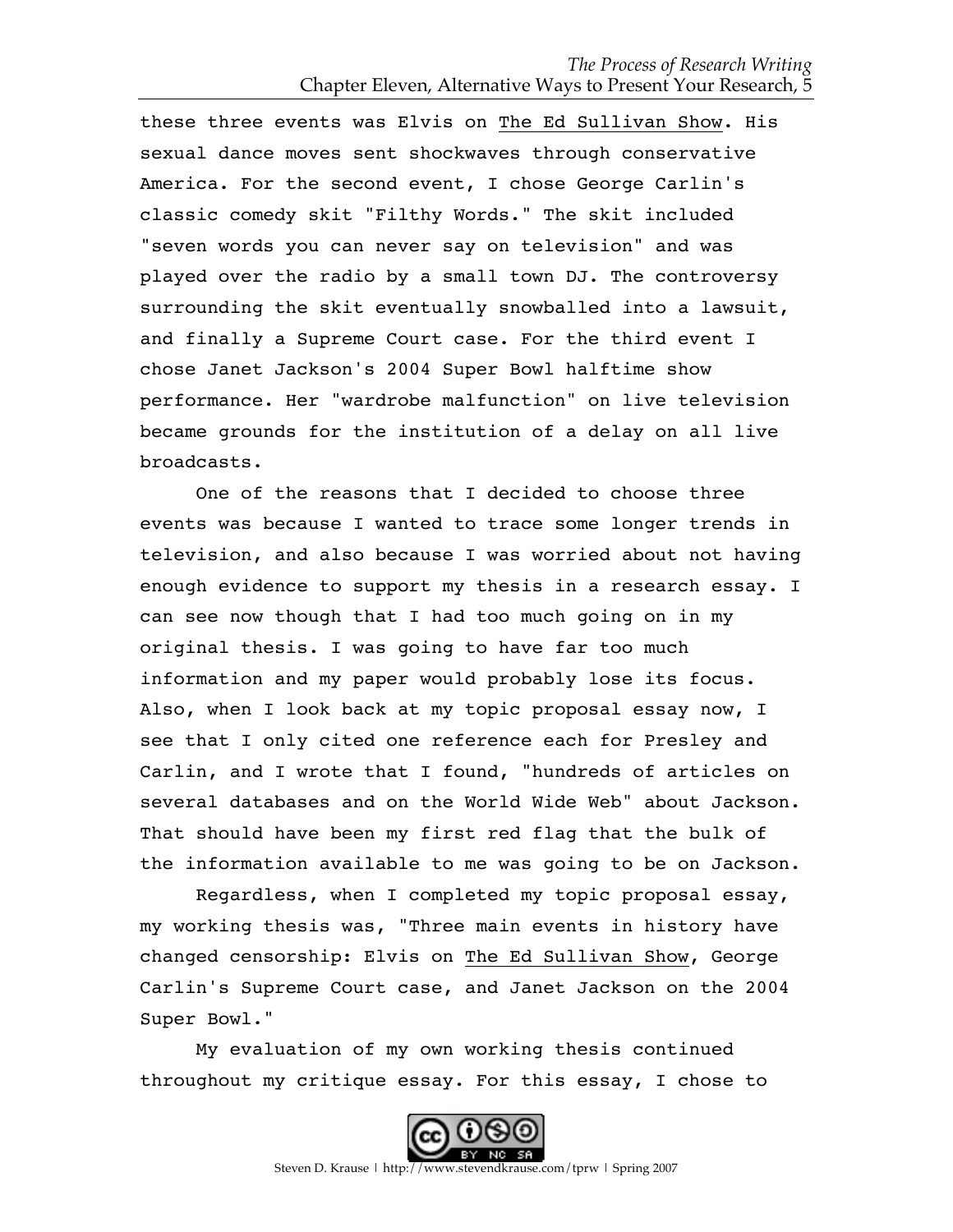these three events was Elvis on The Ed Sullivan Show. His sexual dance moves sent shockwaves through conservative America. For the second event, I chose George Carlin's classic comedy skit "Filthy Words." The skit included "seven words you can never say on television" and was played over the radio by a small town DJ. The controversy surrounding the skit eventually snowballed into a lawsuit, and finally a Supreme Court case. For the third event I chose Janet Jackson's 2004 Super Bowl halftime show performance. Her "wardrobe malfunction" on live television became grounds for the institution of a delay on all live broadcasts.

One of the reasons that I decided to choose three events was because I wanted to trace some longer trends in television, and also because I was worried about not having enough evidence to support my thesis in a research essay. I can see now though that I had too much going on in my original thesis. I was going to have far too much information and my paper would probably lose its focus. Also, when I look back at my topic proposal essay now, I see that I only cited one reference each for Presley and Carlin, and I wrote that I found, "hundreds of articles on several databases and on the World Wide Web" about Jackson. That should have been my first red flag that the bulk of the information available to me was going to be on Jackson.

Regardless, when I completed my topic proposal essay, my working thesis was, "Three main events in history have changed censorship: Elvis on The Ed Sullivan Show, George Carlin's Supreme Court case, and Janet Jackson on the 2004 Super Bowl."

My evaluation of my own working thesis continued throughout my critique essay. For this essay, I chose to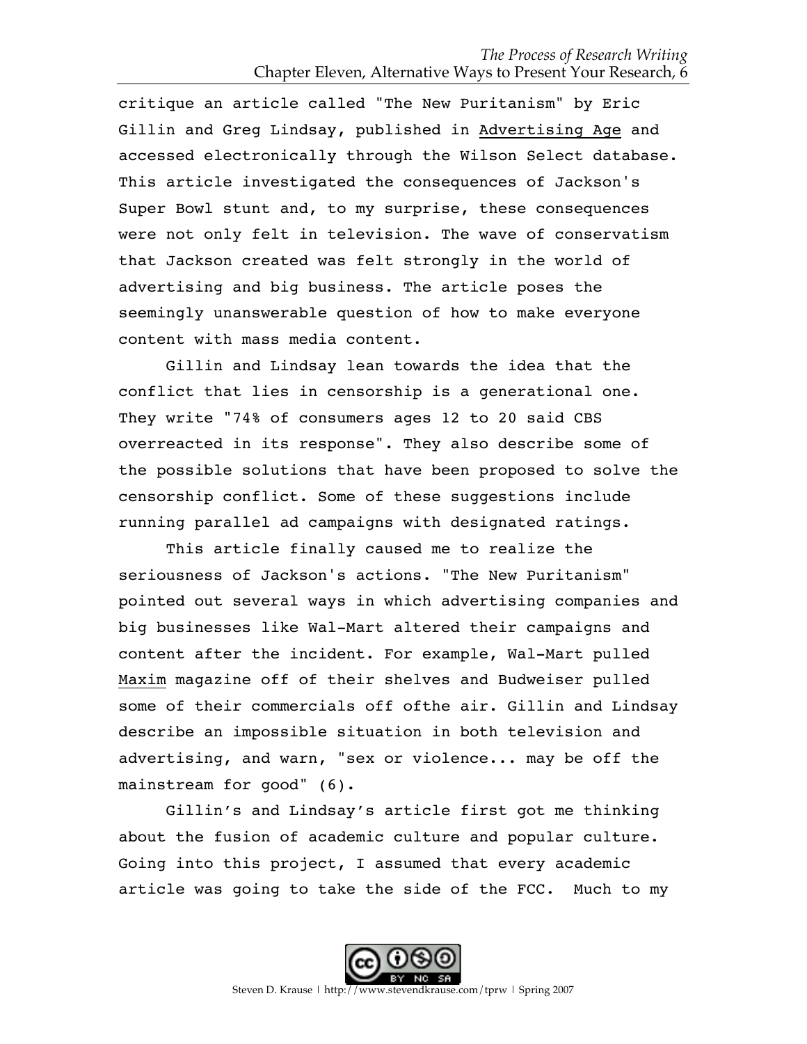critique an article called "The New Puritanism" by Eric Gillin and Greg Lindsay, published in Advertising Age and accessed electronically through the Wilson Select database. This article investigated the consequences of Jackson's Super Bowl stunt and, to my surprise, these consequences were not only felt in television. The wave of conservatism that Jackson created was felt strongly in the world of advertising and big business. The article poses the seemingly unanswerable question of how to make everyone content with mass media content.

Gillin and Lindsay lean towards the idea that the conflict that lies in censorship is a generational one. They write "74% of consumers ages 12 to 20 said CBS overreacted in its response". They also describe some of the possible solutions that have been proposed to solve the censorship conflict. Some of these suggestions include running parallel ad campaigns with designated ratings.

This article finally caused me to realize the seriousness of Jackson's actions. "The New Puritanism" pointed out several ways in which advertising companies and big businesses like Wal-Mart altered their campaigns and content after the incident. For example, Wal-Mart pulled Maxim magazine off of their shelves and Budweiser pulled some of their commercials off ofthe air. Gillin and Lindsay describe an impossible situation in both television and advertising, and warn, "sex or violence... may be off the mainstream for good" (6).

Gillin's and Lindsay's article first got me thinking about the fusion of academic culture and popular culture. Going into this project, I assumed that every academic article was going to take the side of the FCC. Much to my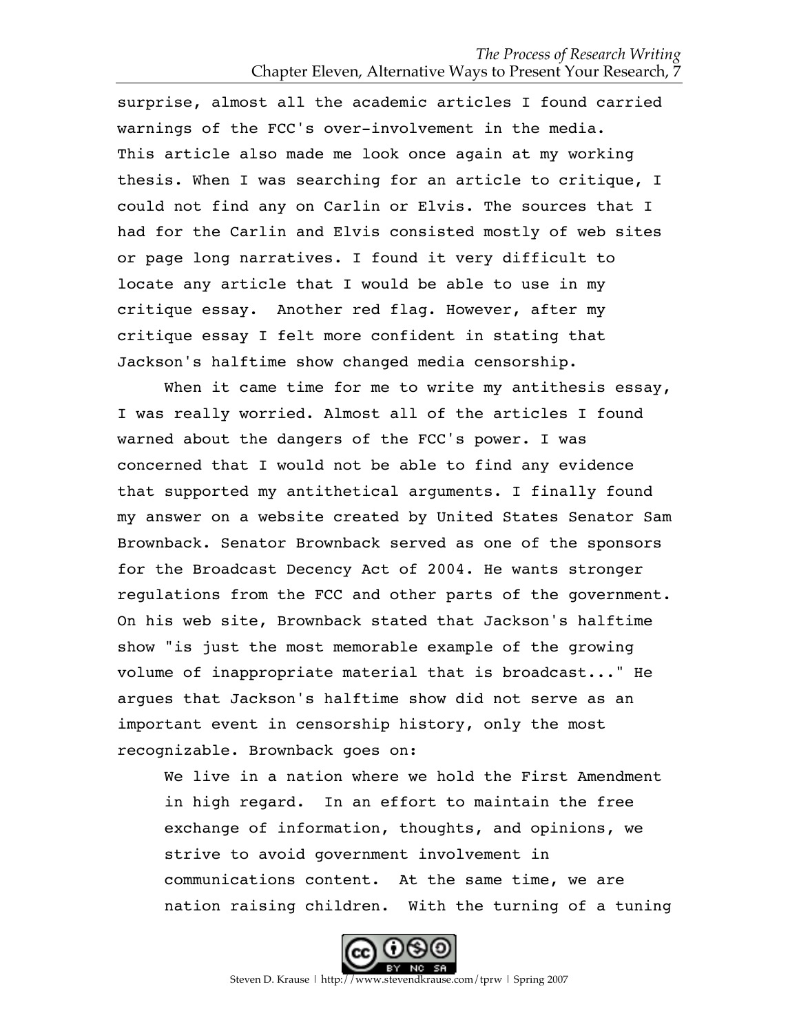surprise, almost all the academic articles I found carried warnings of the FCC's over-involvement in the media. This article also made me look once again at my working thesis. When I was searching for an article to critique, I could not find any on Carlin or Elvis. The sources that I had for the Carlin and Elvis consisted mostly of web sites or page long narratives. I found it very difficult to locate any article that I would be able to use in my critique essay. Another red flag. However, after my critique essay I felt more confident in stating that Jackson's halftime show changed media censorship.

When it came time for me to write my antithesis essay, I was really worried. Almost all of the articles I found warned about the dangers of the FCC's power. I was concerned that I would not be able to find any evidence that supported my antithetical arguments. I finally found my answer on a website created by United States Senator Sam Brownback. Senator Brownback served as one of the sponsors for the Broadcast Decency Act of 2004. He wants stronger regulations from the FCC and other parts of the government. On his web site, Brownback stated that Jackson's halftime show "is just the most memorable example of the growing volume of inappropriate material that is broadcast..." He argues that Jackson's halftime show did not serve as an important event in censorship history, only the most recognizable. Brownback goes on:

> We live in a nation where we hold the First Amendment in high regard. In an effort to maintain the free exchange of information, thoughts, and opinions, we strive to avoid government involvement in communications content. At the same time, we are nation raising children. With the turning of a tuning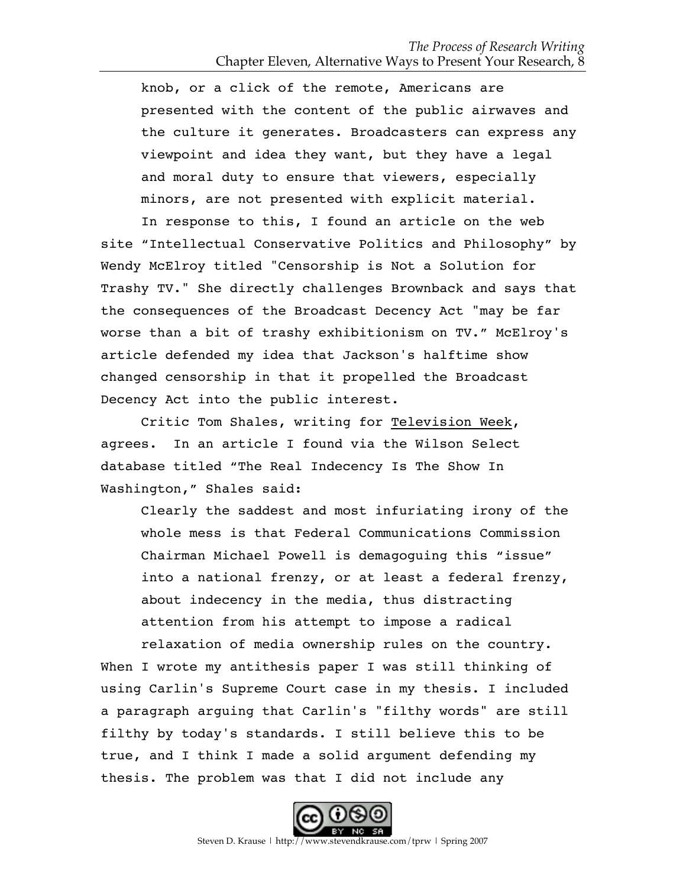> knob, or a click of the remote, Americans are presented with the content of the public airwaves and the culture it generates. Broadcasters can express any viewpoint and idea they want, but they have a legal and moral duty to ensure that viewers, especially minors, are not presented with explicit material.

In response to this, I found an article on the web site "Intellectual Conservative Politics and Philosophy" by Wendy McElroy titled "Censorship is Not a Solution for Trashy TV." She directly challenges Brownback and says that the consequences of the Broadcast Decency Act "may be far worse than a bit of trashy exhibitionism on TV." McElroy's article defended my idea that Jackson's halftime show changed censorship in that it propelled the Broadcast Decency Act into the public interest.

Critic Tom Shales, writing for Television Week, agrees. In an article I found via the Wilson Select database titled "The Real Indecency Is The Show In Washington," Shales said:

> Clearly the saddest and most infuriating irony of the whole mess is that Federal Communications Commission Chairman Michael Powell is demagoguing this "issue" into a national frenzy, or at least a federal frenzy, about indecency in the media, thus distracting attention from his attempt to impose a radical relaxation of media ownership rules on the country.

When I wrote my antithesis paper I was still thinking of using Carlin's Supreme Court case in my thesis. I included a paragraph arguing that Carlin's "filthy words" are still filthy by today's standards. I still believe this to be true, and I think I made a solid argument defending my thesis. The problem was that I did not include any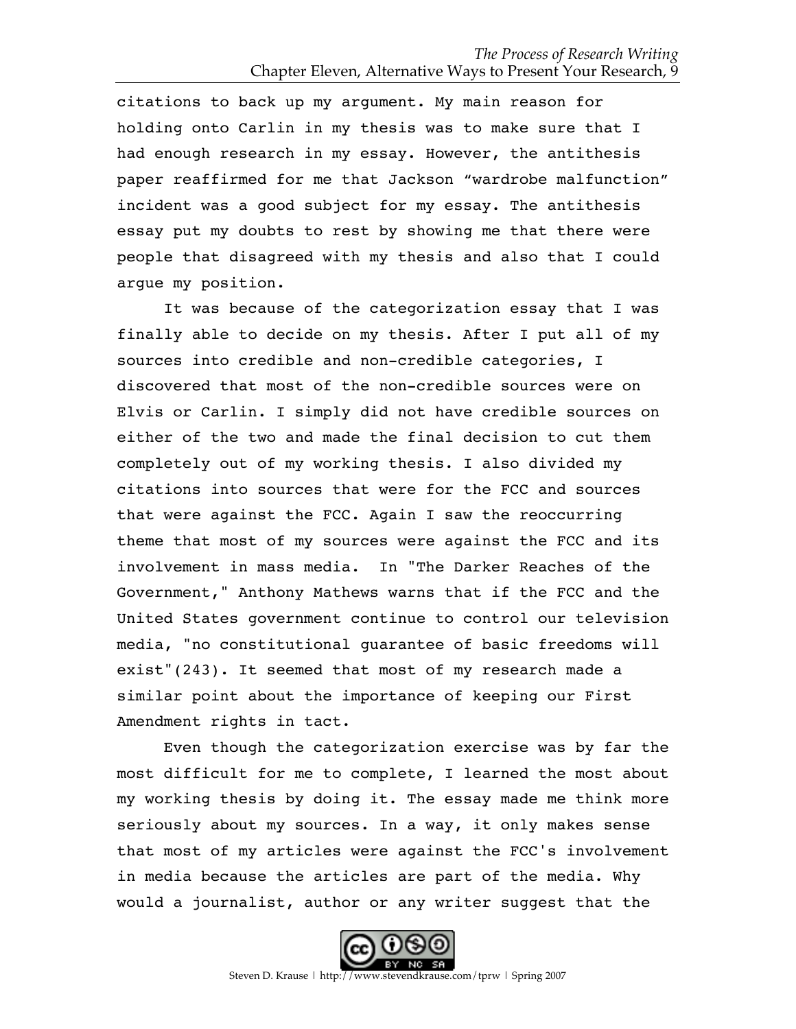citations to back up my argument. My main reason for holding onto Carlin in my thesis was to make sure that I had enough research in my essay. However, the antithesis paper reaffirmed for me that Jackson "wardrobe malfunction" incident was a good subject for my essay. The antithesis essay put my doubts to rest by showing me that there were people that disagreed with my thesis and also that I could argue my position.

It was because of the categorization essay that I was finally able to decide on my thesis. After I put all of my sources into credible and non-credible categories, I discovered that most of the non-credible sources were on Elvis or Carlin. I simply did not have credible sources on either of the two and made the final decision to cut them completely out of my working thesis. I also divided my citations into sources that were for the FCC and sources that were against the FCC. Again I saw the reoccurring theme that most of my sources were against the FCC and its involvement in mass media. In "The Darker Reaches of the Government," Anthony Mathews warns that if the FCC and the United States government continue to control our television media, "no constitutional guarantee of basic freedoms will exist"(243). It seemed that most of my research made a similar point about the importance of keeping our First Amendment rights in tact.

Even though the categorization exercise was by far the most difficult for me to complete, I learned the most about my working thesis by doing it. The essay made me think more seriously about my sources. In a way, it only makes sense that most of my articles were against the FCC's involvement in media because the articles are part of the media. Why would a journalist, author or any writer suggest that the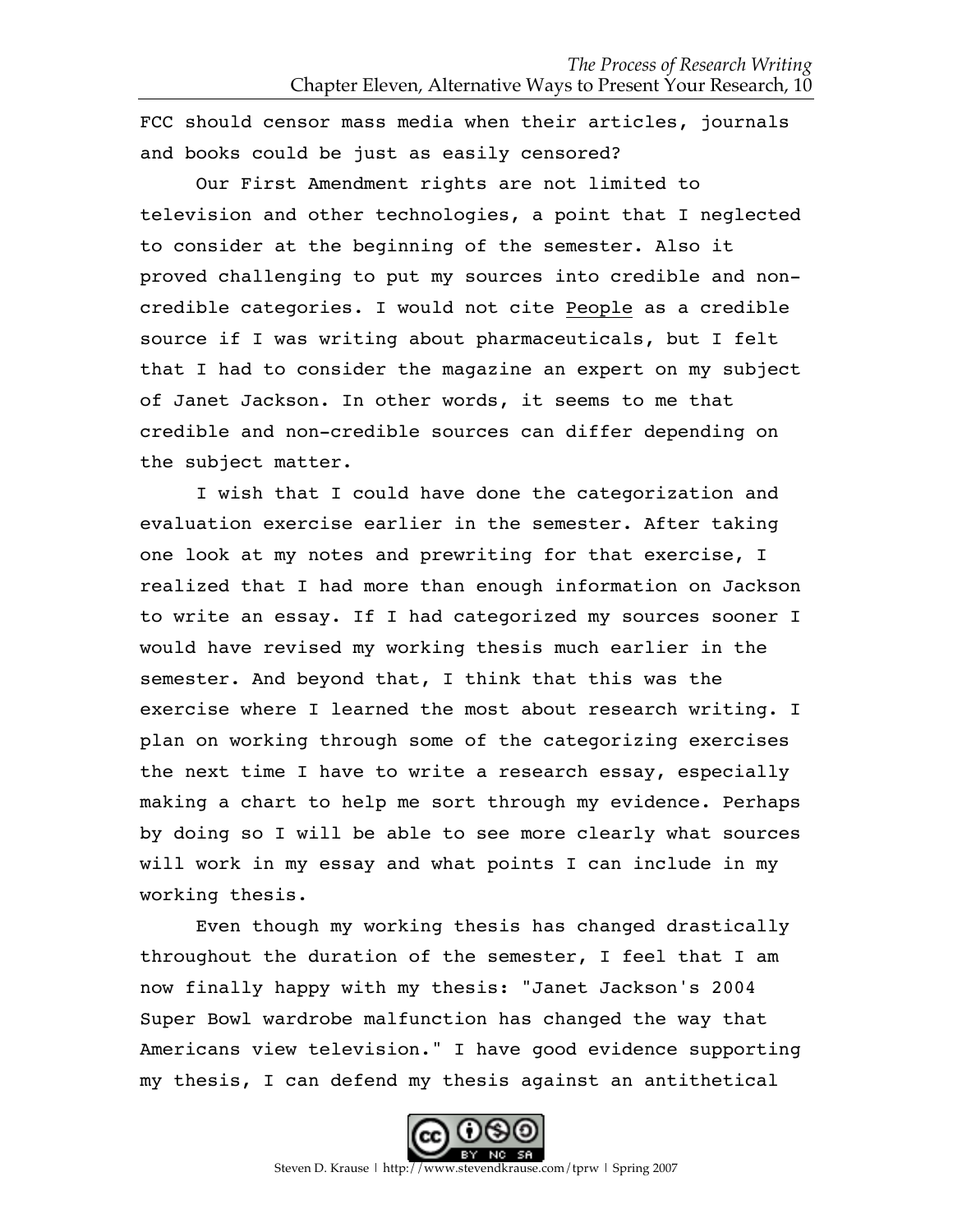FCC should censor mass media when their articles, journals and books could be just as easily censored?

Our First Amendment rights are not limited to television and other technologies, a point that I neglected to consider at the beginning of the semester. Also it proved challenging to put my sources into credible and non-credible categories. I would not cite People as a credible source if I was writing about pharmaceuticals, but I felt that I had to consider the magazine an expert on my subject of Janet Jackson. In other words, it seems to me that credible and non-credible sources can differ depending on the subject matter.

I wish that I could have done the categorization and evaluation exercise earlier in the semester. After taking one look at my notes and prewriting for that exercise, I realized that I had more than enough information on Jackson to write an essay. If I had categorized my sources sooner I would have revised my working thesis much earlier in the semester. And beyond that, I think that this was the exercise where I learned the most about research writing. I plan on working through some of the categorizing exercises the next time I have to write a research essay, especially making a chart to help me sort through my evidence. Perhaps by doing so I will be able to see more clearly what sources will work in my essay and what points I can include in my working thesis.

Even though my working thesis has changed drastically throughout the duration of the semester, I feel that I am now finally happy with my thesis: "Janet Jackson's 2004 Super Bowl wardrobe malfunction has changed the way that Americans view television." I have good evidence supporting my thesis, I can defend my thesis against an antithetical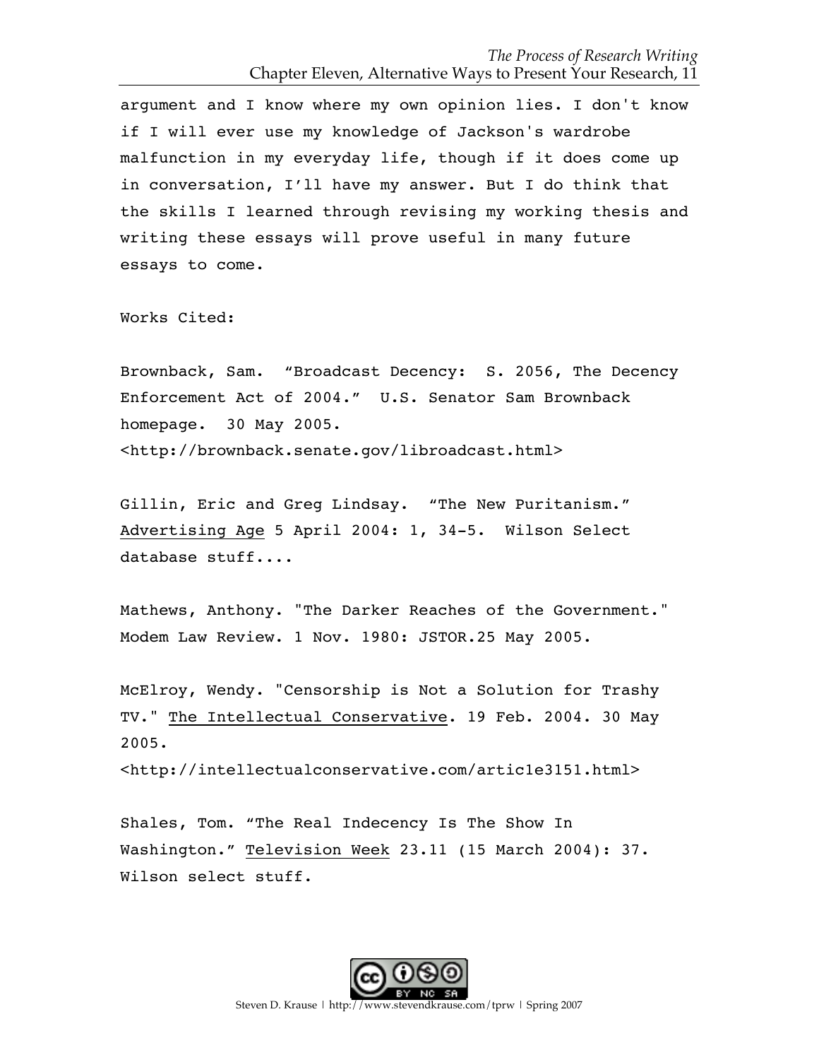argument and I know where my own opinion lies. I don't know if I will ever use my knowledge of Jackson's wardrobe malfunction in my everyday life, though if it does come up in conversation, I'll have my answer. But I do think that the skills I learned through revising my working thesis and writing these essays will prove useful in many future essays to come.

Works Cited:

Brownback, Sam. "Broadcast Decency: S. 2056, The Decency Enforcement Act of 2004." U.S. Senator Sam Brownback homepage. 30 May 2005. <http://brownback.senate.gov/libroadcast.html>

Gillin, Eric and Greg Lindsay. "The New Puritanism." Advertising Age 5 April 2004: 1, 34-5. Wilson Select database stuff....

Mathews, Anthony. "The Darker Reaches of the Government." Modem Law Review. 1 Nov. 1980: JSTOR.25 May 2005.

McElroy, Wendy. "Censorship is Not a Solution for Trashy TV." The Intellectual Conservative. 19 Feb. 2004. 30 May 2005. <http://intellectualconservative.com/artic1e3151.html>

Shales, Tom. "The Real Indecency Is The Show In Washington." Television Week 23.11 (15 March 2004): 37. Wilson select stuff.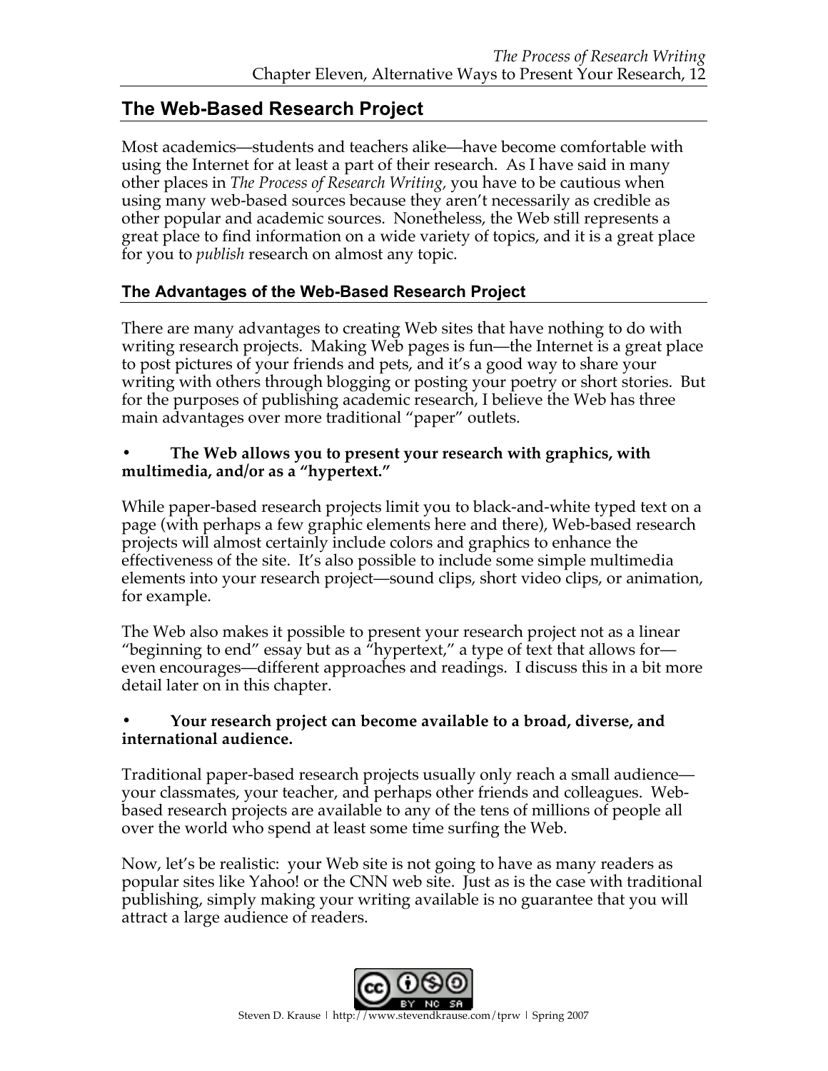## The Web-Based Research Project

Most academics—students and teachers alike—have become comfortable with using the Internet for at least a part of their research. As I have said in many other places in *The Process of Research Writing,* you have to be cautious when using many web-based sources because they aren't necessarily as credible as other popular and academic sources. Nonetheless, the Web still represents a great place to find information on a wide variety of topics, and it is a great place for you to *publish* research on almost any topic.

### The Advantages of the Web-Based Research Project

There are many advantages to creating Web sites that have nothing to do with writing research projects. Making Web pages is fun—the Internet is a great place to post pictures of your friends and pets, and it's a good way to share your writing with others through blogging or posting your poetry or short stories. But for the purposes of publishing academic research, I believe the Web has three main advantages over more traditional "paper" outlets.

- **The Web allows you to present your research with graphics, with multimedia, and/or as a "hypertext."**

While paper-based research projects limit you to black-and-white typed text on a page (with perhaps a few graphic elements here and there), Web-based research projects will almost certainly include colors and graphics to enhance the effectiveness of the site. It's also possible to include some simple multimedia elements into your research project—sound clips, short video clips, or animation, for example.

The Web also makes it possible to present your research project not as a linear "beginning to end" essay but as a "hypertext," a type of text that allows for—even encourages—different approaches and readings. I discuss this in a bit more detail later on in this chapter.

- **Your research project can become available to a broad, diverse, and international audience.**

Traditional paper-based research projects usually only reach a small audience—your classmates, your teacher, and perhaps other friends and colleagues. Web-based research projects are available to any of the tens of millions of people all over the world who spend at least some time surfing the Web.

Now, let's be realistic: your Web site is not going to have as many readers as popular sites like Yahoo! or the CNN web site. Just as is the case with traditional publishing, simply making your writing available is no guarantee that you will attract a large audience of readers.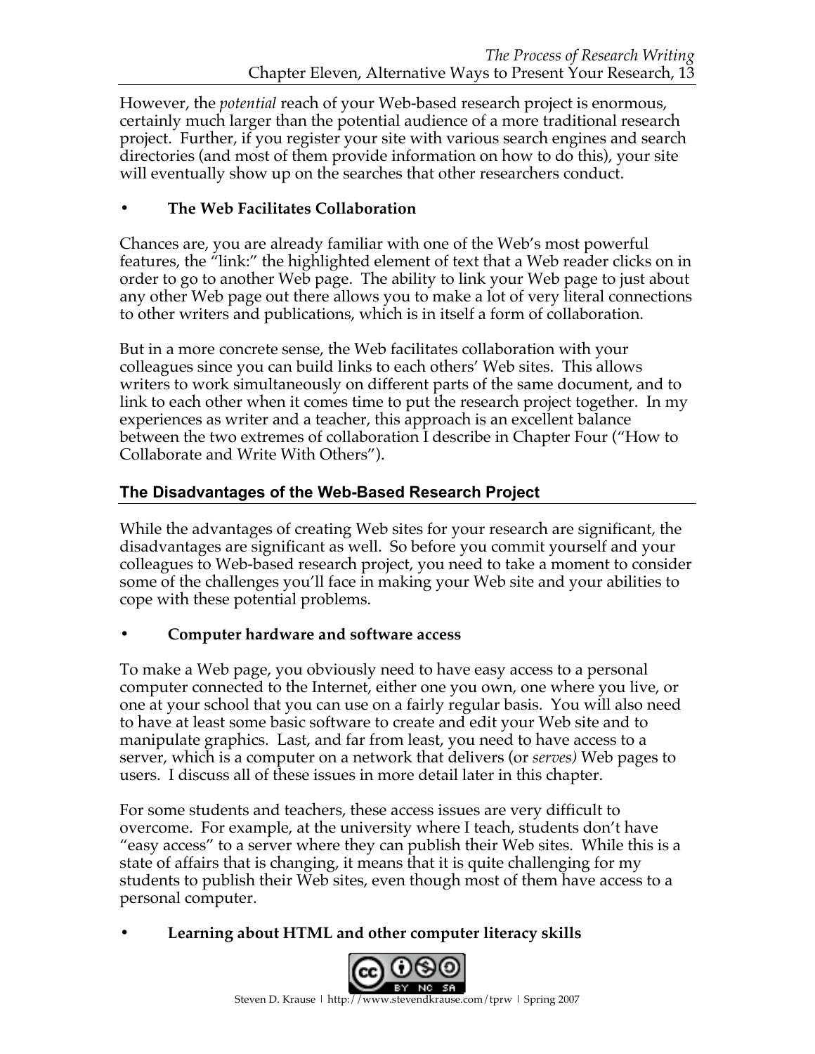However, the *potential* reach of your Web-based research project is enormous, certainly much larger than the potential audience of a more traditional research project. Further, if you register your site with various search engines and search directories (and most of them provide information on how to do this), your site will eventually show up on the searches that other researchers conduct.

- **The Web Facilitates Collaboration**

Chances are, you are already familiar with one of the Web's most powerful features, the "link:" the highlighted element of text that a Web reader clicks on in order to go to another Web page. The ability to link your Web page to just about any other Web page out there allows you to make a lot of very literal connections to other writers and publications, which is in itself a form of collaboration.

But in a more concrete sense, the Web facilitates collaboration with your colleagues since you can build links to each others' Web sites. This allows writers to work simultaneously on different parts of the same document, and to link to each other when it comes time to put the research project together. In my experiences as writer and a teacher, this approach is an excellent balance between the two extremes of collaboration I describe in Chapter Four ("How to Collaborate and Write With Others").

## The Disadvantages of the Web-Based Research Project

While the advantages of creating Web sites for your research are significant, the disadvantages are significant as well. So before you commit yourself and your colleagues to Web-based research project, you need to take a moment to consider some of the challenges you'll face in making your Web site and your abilities to cope with these potential problems.

- **Computer hardware and software access**

To make a Web page, you obviously need to have easy access to a personal computer connected to the Internet, either one you own, one where you live, or one at your school that you can use on a fairly regular basis. You will also need to have at least some basic software to create and edit your Web site and to manipulate graphics. Last, and far from least, you need to have access to a server, which is a computer on a network that delivers (or *serves)* Web pages to users. I discuss all of these issues in more detail later in this chapter.

For some students and teachers, these access issues are very difficult to overcome. For example, at the university where I teach, students don't have "easy access" to a server where they can publish their Web sites. While this is a state of affairs that is changing, it means that it is quite challenging for my students to publish their Web sites, even though most of them have access to a personal computer.

- **Learning about HTML and other computer literacy skills**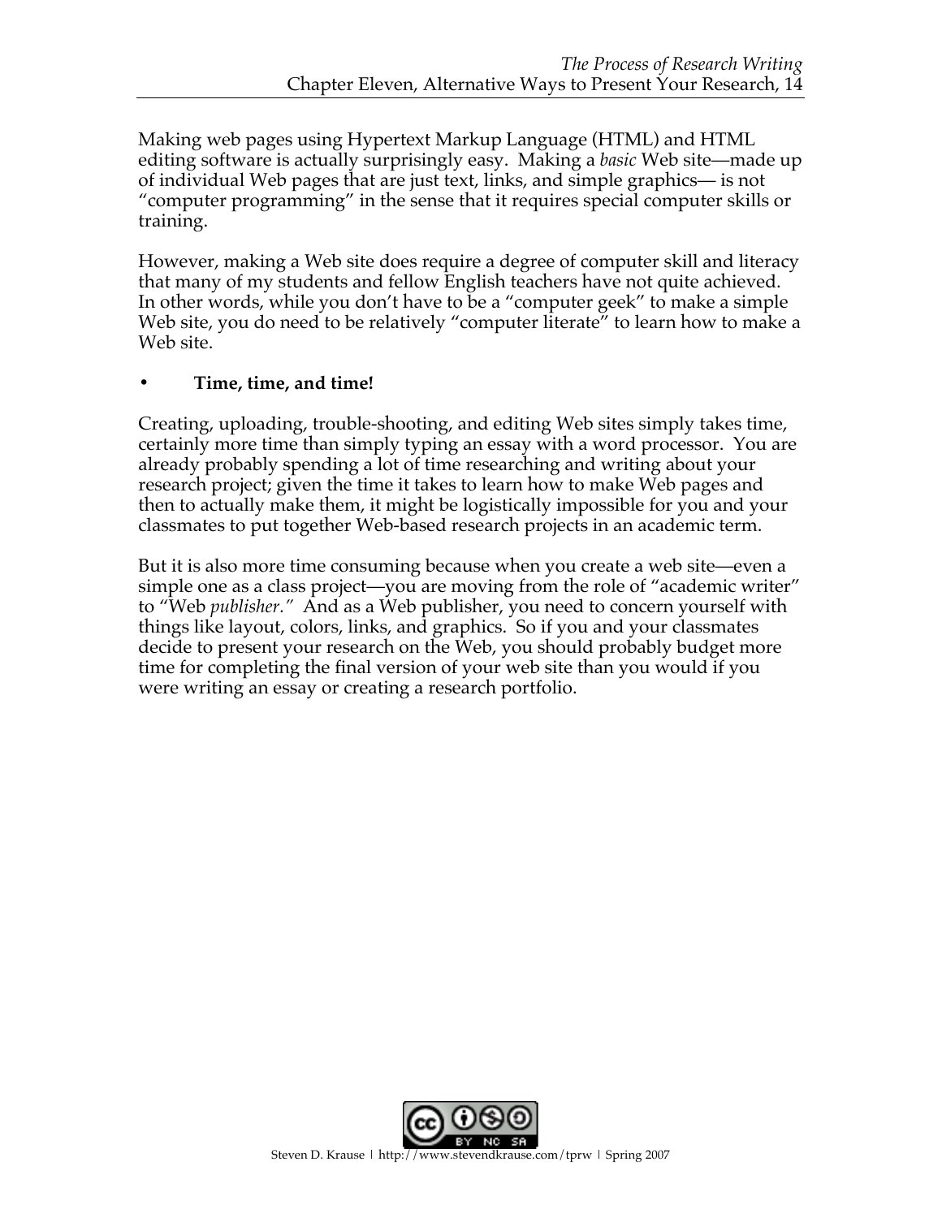Making web pages using Hypertext Markup Language (HTML) and HTML editing software is actually surprisingly easy. Making a *basic* Web site—made up of individual Web pages that are just text, links, and simple graphics— is not "computer programming" in the sense that it requires special computer skills or training.

However, making a Web site does require a degree of computer skill and literacy that many of my students and fellow English teachers have not quite achieved. In other words, while you don't have to be a "computer geek" to make a simple Web site, you do need to be relatively "computer literate" to learn how to make a Web site.

- **Time, time, and time!**

Creating, uploading, trouble-shooting, and editing Web sites simply takes time, certainly more time than simply typing an essay with a word processor. You are already probably spending a lot of time researching and writing about your research project; given the time it takes to learn how to make Web pages and then to actually make them, it might be logistically impossible for you and your classmates to put together Web-based research projects in an academic term.

But it is also more time consuming because when you create a web site—even a simple one as a class project—you are moving from the role of "academic writer" to "Web *publisher.*" And as a Web publisher, you need to concern yourself with things like layout, colors, links, and graphics. So if you and your classmates decide to present your research on the Web, you should probably budget more time for completing the final version of your web site than you would if you were writing an essay or creating a research portfolio.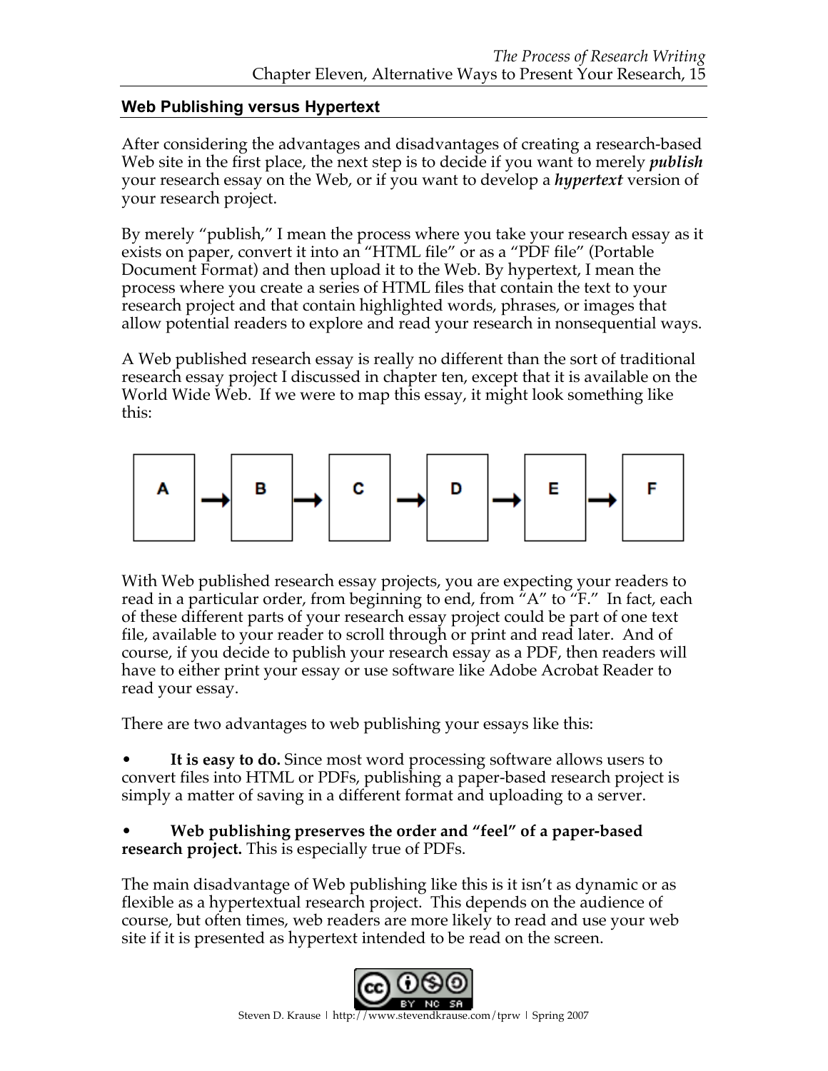## Web Publishing versus Hypertext

After considering the advantages and disadvantages of creating a research-based Web site in the first place, the next step is to decide if you want to merely ***publish*** your research essay on the Web, or if you want to develop a ***hypertext*** version of your research project.

By merely "publish," I mean the process where you take your research essay as it exists on paper, convert it into an "HTML file" or as a "PDF file" (Portable Document Format) and then upload it to the Web. By hypertext, I mean the process where you create a series of HTML files that contain the text to your research project and that contain highlighted words, phrases, or images that allow potential readers to explore and read your research in nonsequential ways.

A Web published research essay is really no different than the sort of traditional research essay project I discussed in chapter ten, except that it is available on the World Wide Web. If we were to map this essay, it might look something like this:

A → B → C → D → E → F

With Web published research essay projects, you are expecting your readers to read in a particular order, from beginning to end, from "A" to "F." In fact, each of these different parts of your research essay project could be part of one text file, available to your reader to scroll through or print and read later. And of course, if you decide to publish your research essay as a PDF, then readers will have to either print your essay or use software like Adobe Acrobat Reader to read your essay.

There are two advantages to web publishing your essays like this:

- **It is easy to do.** Since most word processing software allows users to convert files into HTML or PDFs, publishing a paper-based research project is simply a matter of saving in a different format and uploading to a server.

- **Web publishing preserves the order and "feel" of a paper-based research project.** This is especially true of PDFs.

The main disadvantage of Web publishing like this is it isn't as dynamic or as flexible as a hypertextual research project. This depends on the audience of course, but often times, web readers are more likely to read and use your web site if it is presented as hypertext intended to be read on the screen.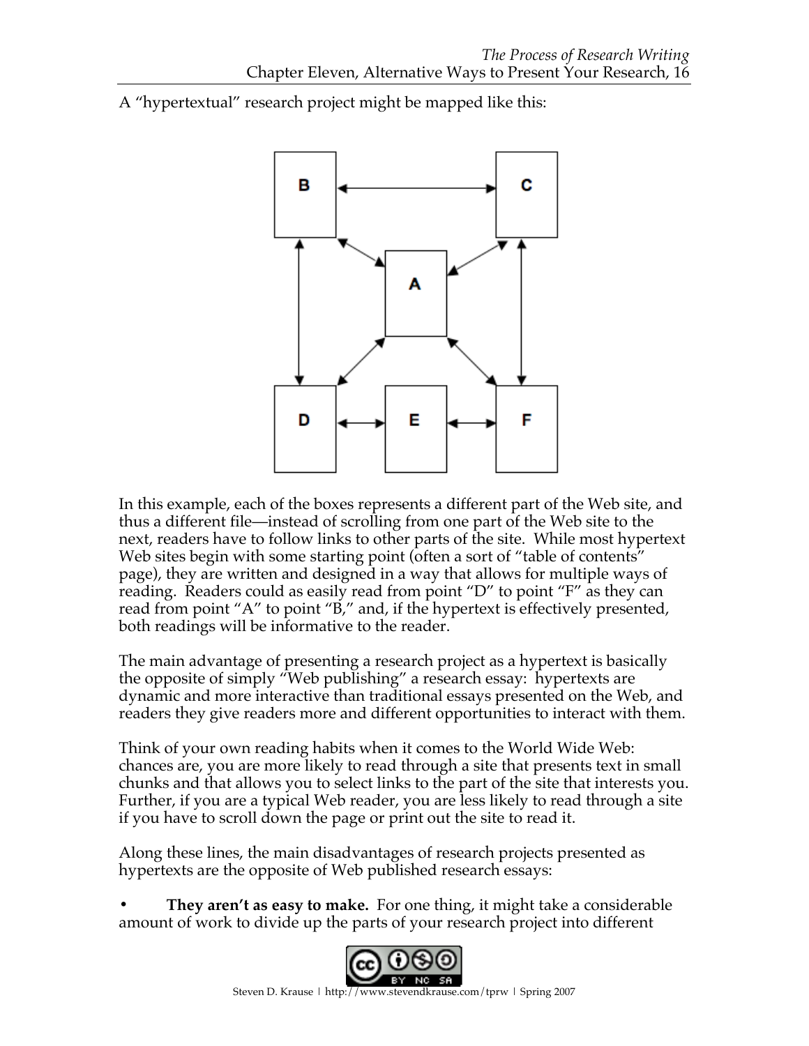A "hypertextual" research project might be mapped like this:

In this example, each of the boxes represents a different part of the Web site, and thus a different file—instead of scrolling from one part of the Web site to the next, readers have to follow links to other parts of the site. While most hypertext Web sites begin with some starting point (often a sort of "table of contents" page), they are written and designed in a way that allows for multiple ways of reading. Readers could as easily read from point "D" to point "F" as they can read from point "A" to point "B," and, if the hypertext is effectively presented, both readings will be informative to the reader.

The main advantage of presenting a research project as a hypertext is basically the opposite of simply "Web publishing" a research essay: hypertexts are dynamic and more interactive than traditional essays presented on the Web, and readers they give readers more and different opportunities to interact with them.

Think of your own reading habits when it comes to the World Wide Web: chances are, you are more likely to read through a site that presents text in small chunks and that allows you to select links to the part of the site that interests you. Further, if you are a typical Web reader, you are less likely to read through a site if you have to scroll down the page or print out the site to read it.

Along these lines, the main disadvantages of research projects presented as hypertexts are the opposite of Web published research essays:

- **They aren't as easy to make.** For one thing, it might take a considerable amount of work to divide up the parts of your research project into different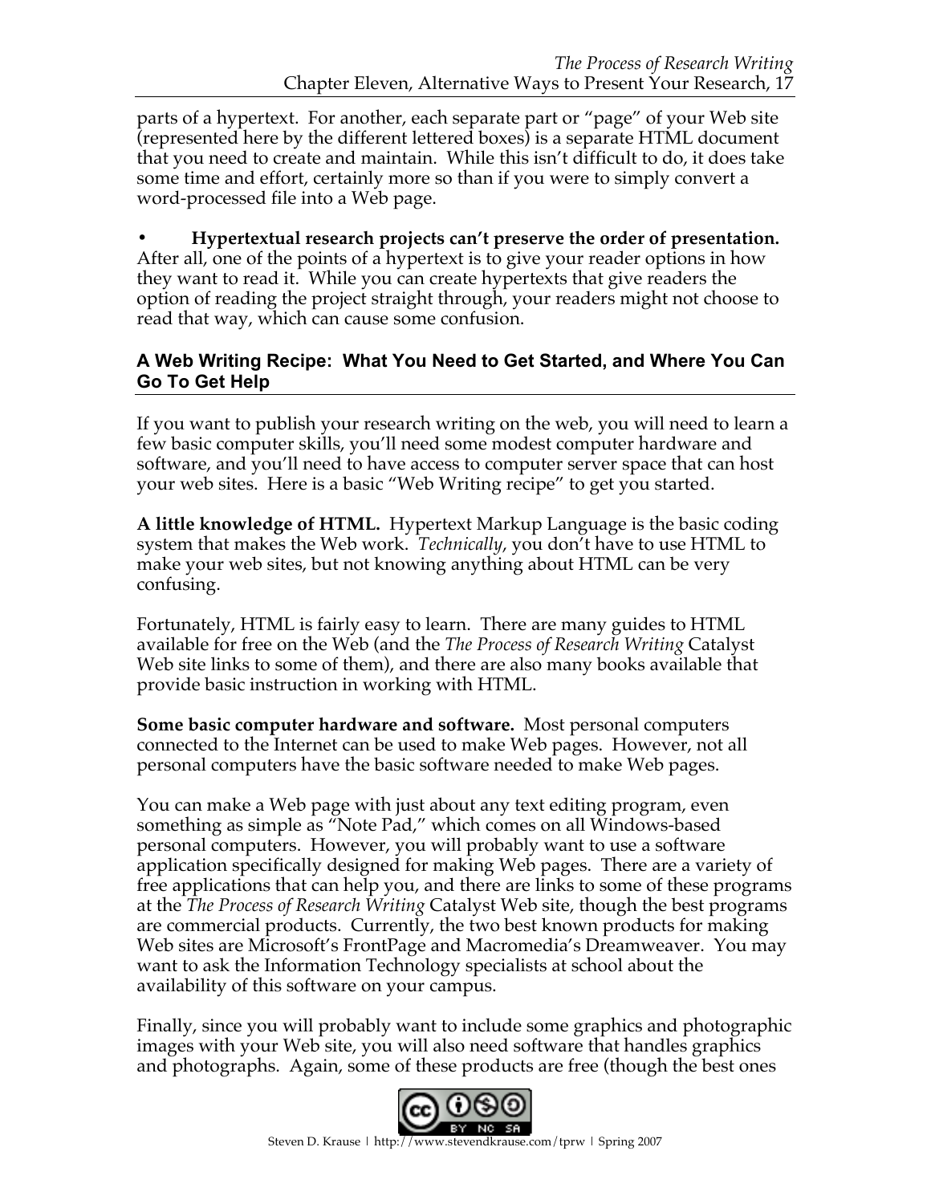parts of a hypertext. For another, each separate part or "page" of your Web site (represented here by the different lettered boxes) is a separate HTML document that you need to create and maintain. While this isn't difficult to do, it does take some time and effort, certainly more so than if you were to simply convert a word-processed file into a Web page.

- **Hypertextual research projects can't preserve the order of presentation.** After all, one of the points of a hypertext is to give your reader options in how they want to read it. While you can create hypertexts that give readers the option of reading the project straight through, your readers might not choose to read that way, which can cause some confusion.

## A Web Writing Recipe: What You Need to Get Started, and Where You Can Go To Get Help

If you want to publish your research writing on the web, you will need to learn a few basic computer skills, you'll need some modest computer hardware and software, and you'll need to have access to computer server space that can host your web sites. Here is a basic "Web Writing recipe" to get you started.

**A little knowledge of HTML.** Hypertext Markup Language is the basic coding system that makes the Web work. *Technically*, you don't have to use HTML to make your web sites, but not knowing anything about HTML can be very confusing.

Fortunately, HTML is fairly easy to learn. There are many guides to HTML available for free on the Web (and the *The Process of Research Writing* Catalyst Web site links to some of them), and there are also many books available that provide basic instruction in working with HTML.

**Some basic computer hardware and software.** Most personal computers connected to the Internet can be used to make Web pages. However, not all personal computers have the basic software needed to make Web pages.

You can make a Web page with just about any text editing program, even something as simple as "Note Pad," which comes on all Windows-based personal computers. However, you will probably want to use a software application specifically designed for making Web pages. There are a variety of free applications that can help you, and there are links to some of these programs at the *The Process of Research Writing* Catalyst Web site, though the best programs are commercial products. Currently, the two best known products for making Web sites are Microsoft's FrontPage and Macromedia's Dreamweaver. You may want to ask the Information Technology specialists at school about the availability of this software on your campus.

Finally, since you will probably want to include some graphics and photographic images with your Web site, you will also need software that handles graphics and photographs. Again, some of these products are free (though the best ones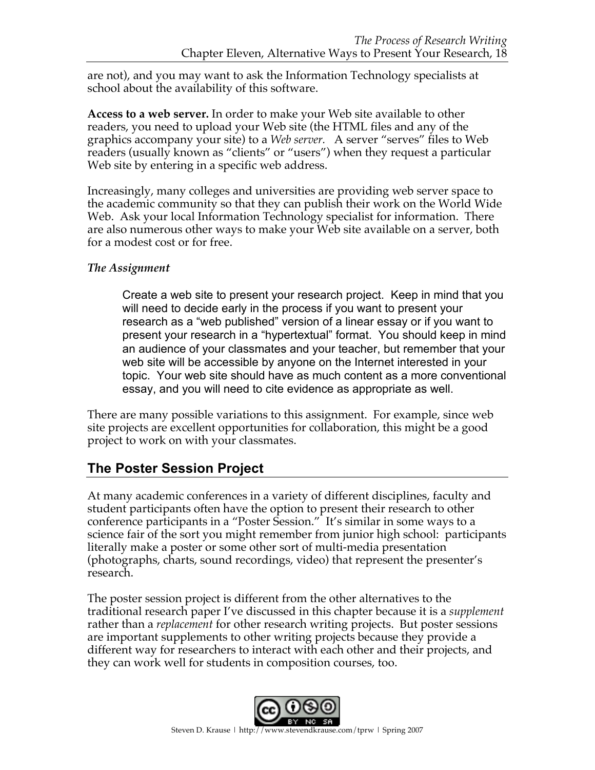are not), and you may want to ask the Information Technology specialists at school about the availability of this software.

**Access to a web server.** In order to make your Web site available to other readers, you need to upload your Web site (the HTML files and any of the graphics accompany your site) to a *Web server.* A server "serves" files to Web readers (usually known as "clients" or "users") when they request a particular Web site by entering in a specific web address.

Increasingly, many colleges and universities are providing web server space to the academic community so that they can publish their work on the World Wide Web. Ask your local Information Technology specialist for information. There are also numerous other ways to make your Web site available on a server, both for a modest cost or for free.

*The Assignment*

> Create a web site to present your research project. Keep in mind that you will need to decide early in the process if you want to present your research as a "web published" version of a linear essay or if you want to present your research in a "hypertextual" format. You should keep in mind an audience of your classmates and your teacher, but remember that your web site will be accessible by anyone on the Internet interested in your topic. Your web site should have as much content as a more conventional essay, and you will need to cite evidence as appropriate as well.

There are many possible variations to this assignment. For example, since web site projects are excellent opportunities for collaboration, this might be a good project to work on with your classmates.

## The Poster Session Project

At many academic conferences in a variety of different disciplines, faculty and student participants often have the option to present their research to other conference participants in a "Poster Session." It's similar in some ways to a science fair of the sort you might remember from junior high school: participants literally make a poster or some other sort of multi-media presentation (photographs, charts, sound recordings, video) that represent the presenter's research.

The poster session project is different from the other alternatives to the traditional research paper I've discussed in this chapter because it is a *supplement* rather than a *replacement* for other research writing projects. But poster sessions are important supplements to other writing projects because they provide a different way for researchers to interact with each other and their projects, and they can work well for students in composition courses, too.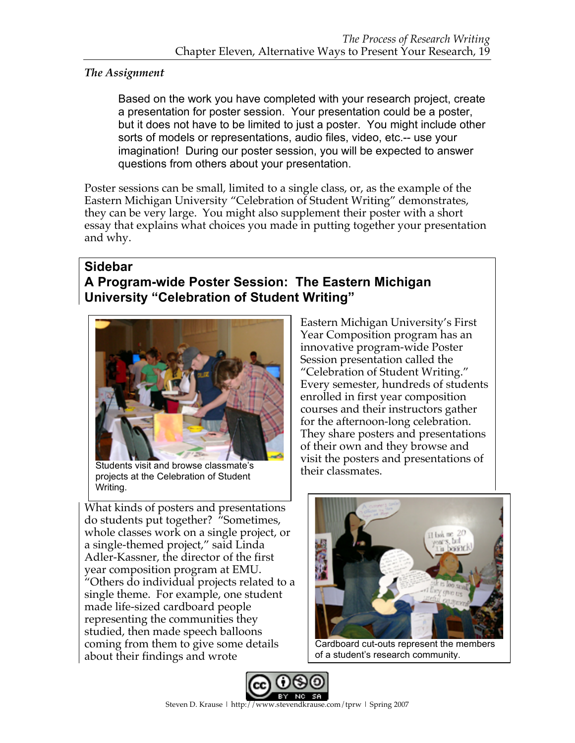*The Assignment*

> Based on the work you have completed with your research project, create a presentation for poster session. Your presentation could be a poster, but it does not have to be limited to just a poster. You might include other sorts of models or representations, audio files, video, etc.-- use your imagination! During our poster session, you will be expected to answer questions from others about your presentation.

Poster sessions can be small, limited to a single class, or, as the example of the Eastern Michigan University "Celebration of Student Writing" demonstrates, they can be very large. You might also supplement their poster with a short essay that explains what choices you made in putting together your presentation and why.

## Sidebar
## A Program-wide Poster Session: The Eastern Michigan University "Celebration of Student Writing"

Students visit and browse classmate's projects at the Celebration of Student Writing.

Eastern Michigan University's First Year Composition program has an innovative program-wide Poster Session presentation called the "Celebration of Student Writing." Every semester, hundreds of students enrolled in first year composition courses and their instructors gather for the afternoon-long celebration. They share posters and presentations of their own and they browse and visit the posters and presentations of their classmates.

What kinds of posters and presentations do students put together? "Sometimes, whole classes work on a single project, or a single-themed project," said Linda Adler-Kassner, the director of the first year composition program at EMU. "Others do individual projects related to a single theme. For example, one student made life-sized cardboard people representing the communities they studied, then made speech balloons coming from them to give some details about their findings and wrote

Cardboard cut-outs represent the members of a student's research community.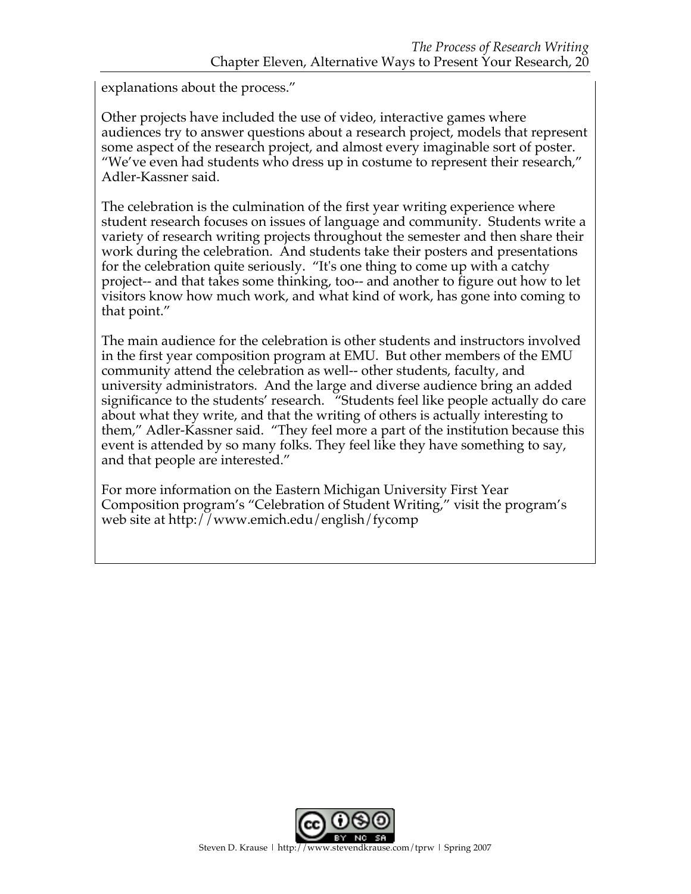explanations about the process."

Other projects have included the use of video, interactive games where audiences try to answer questions about a research project, models that represent some aspect of the research project, and almost every imaginable sort of poster. "We've even had students who dress up in costume to represent their research," Adler-Kassner said.

The celebration is the culmination of the first year writing experience where student research focuses on issues of language and community. Students write a variety of research writing projects throughout the semester and then share their work during the celebration. And students take their posters and presentations for the celebration quite seriously. "It's one thing to come up with a catchy project-- and that takes some thinking, too-- and another to figure out how to let visitors know how much work, and what kind of work, has gone into coming to that point."

The main audience for the celebration is other students and instructors involved in the first year composition program at EMU. But other members of the EMU community attend the celebration as well-- other students, faculty, and university administrators. And the large and diverse audience bring an added significance to the students' research. "Students feel like people actually do care about what they write, and that the writing of others is actually interesting to them," Adler-Kassner said. "They feel more a part of the institution because this event is attended by so many folks. They feel like they have something to say, and that people are interested."

For more information on the Eastern Michigan University First Year Composition program's "Celebration of Student Writing," visit the program's web site at http://www.emich.edu/english/fycomp